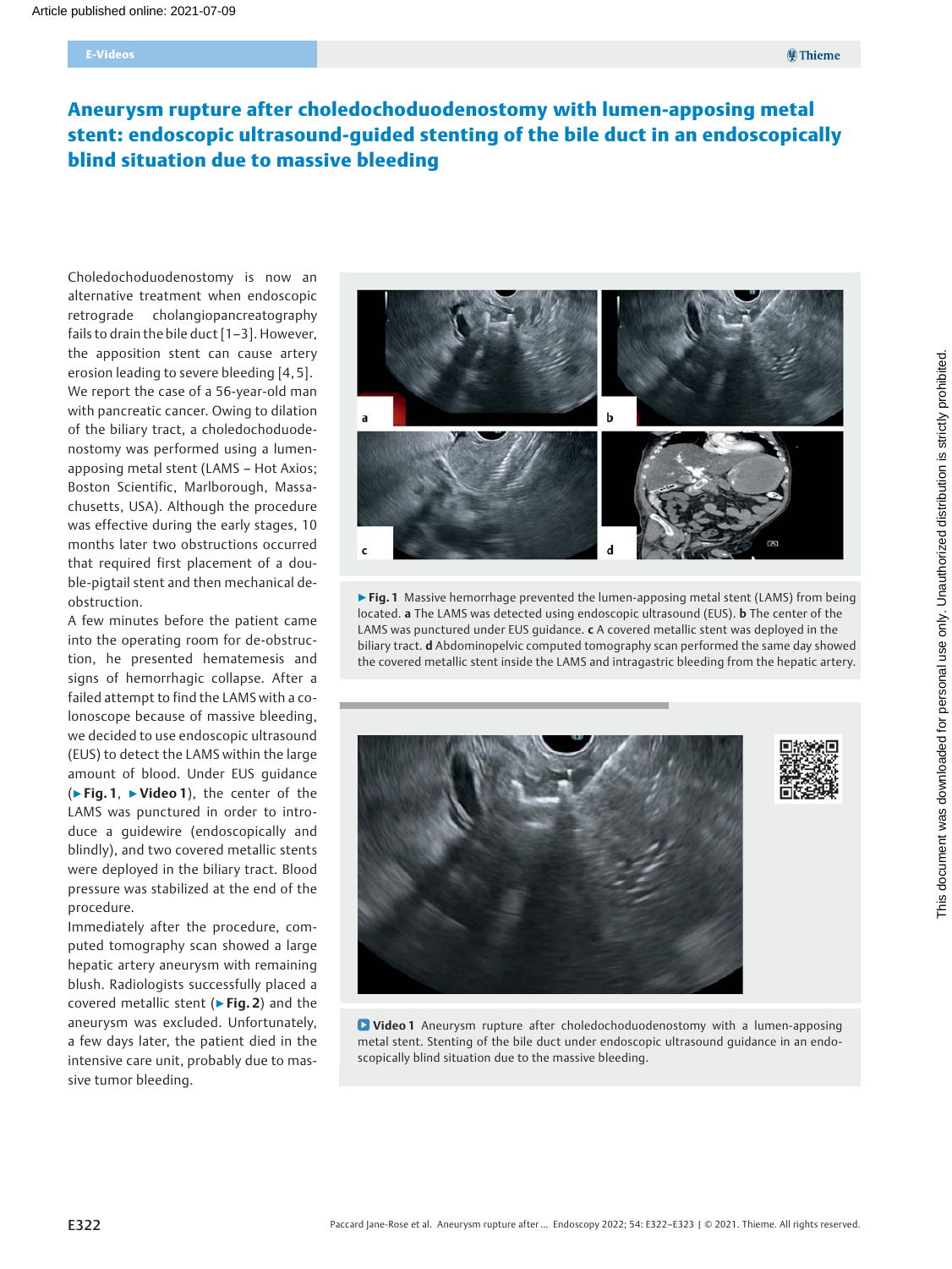# Aneurysm rupture after choledochoduodenostomy with lumen-apposing metal stent: endoscopic ultrasound-guided stenting of the bile duct in an endoscopically blind situation due to massive bleeding

Choledochoduodenostomy is now an alternative treatment when endoscopic retrograde cholangiopancreatography fails to drain the bile duct [1–3]. However, the apposition stent can cause artery erosion leading to severe bleeding [4, 5].

We report the case of a 56-year-old man with pancreatic cancer. Owing to dilation of the biliary tract, a choledochoduodenostomy was performed using a lumen-apposing metal stent (LAMS – Hot Axios; Boston Scientific, Marlborough, Massachusetts, USA). Although the procedure was effective during the early stages, 10 months later two obstructions occurred that required first placement of a double-pigtail stent and then mechanical deobstruction.

A few minutes before the patient came into the operating room for de-obstruction, he presented hematemesis and signs of hemorrhagic collapse. After a failed attempt to find the LAMS with a colonoscope because of massive bleeding, we decided to use endoscopic ultrasound (EUS) to detect the LAMS within the large amount of blood. Under EUS guidance (▶ **Fig. 1**, ▶ **Video 1**), the center of the LAMS was punctured in order to introduce a guidewire (endoscopically and blindly), and two covered metallic stents were deployed in the biliary tract. Blood pressure was stabilized at the end of the procedure.

Immediately after the procedure, computed tomography scan showed a large hepatic artery aneurysm with remaining blush. Radiologists successfully placed a covered metallic stent (▶ **Fig. 2**) and the aneurysm was excluded. Unfortunately, a few days later, the patient died in the intensive care unit, probably due to massive tumor bleeding.

▶ **Fig. 1** Massive hemorrhage prevented the lumen-apposing metal stent (LAMS) from being located. **a** The LAMS was detected using endoscopic ultrasound (EUS). **b** The center of the LAMS was punctured under EUS guidance. **c** A covered metallic stent was deployed in the biliary tract. **d** Abdominopelvic computed tomography scan performed the same day showed the covered metallic stent inside the LAMS and intragastric bleeding from the hepatic artery.

**Video 1** Aneurysm rupture after choledochoduodenostomy with a lumen-apposing metal stent. Stenting of the bile duct under endoscopic ultrasound guidance in an endoscopically blind situation due to the massive bleeding.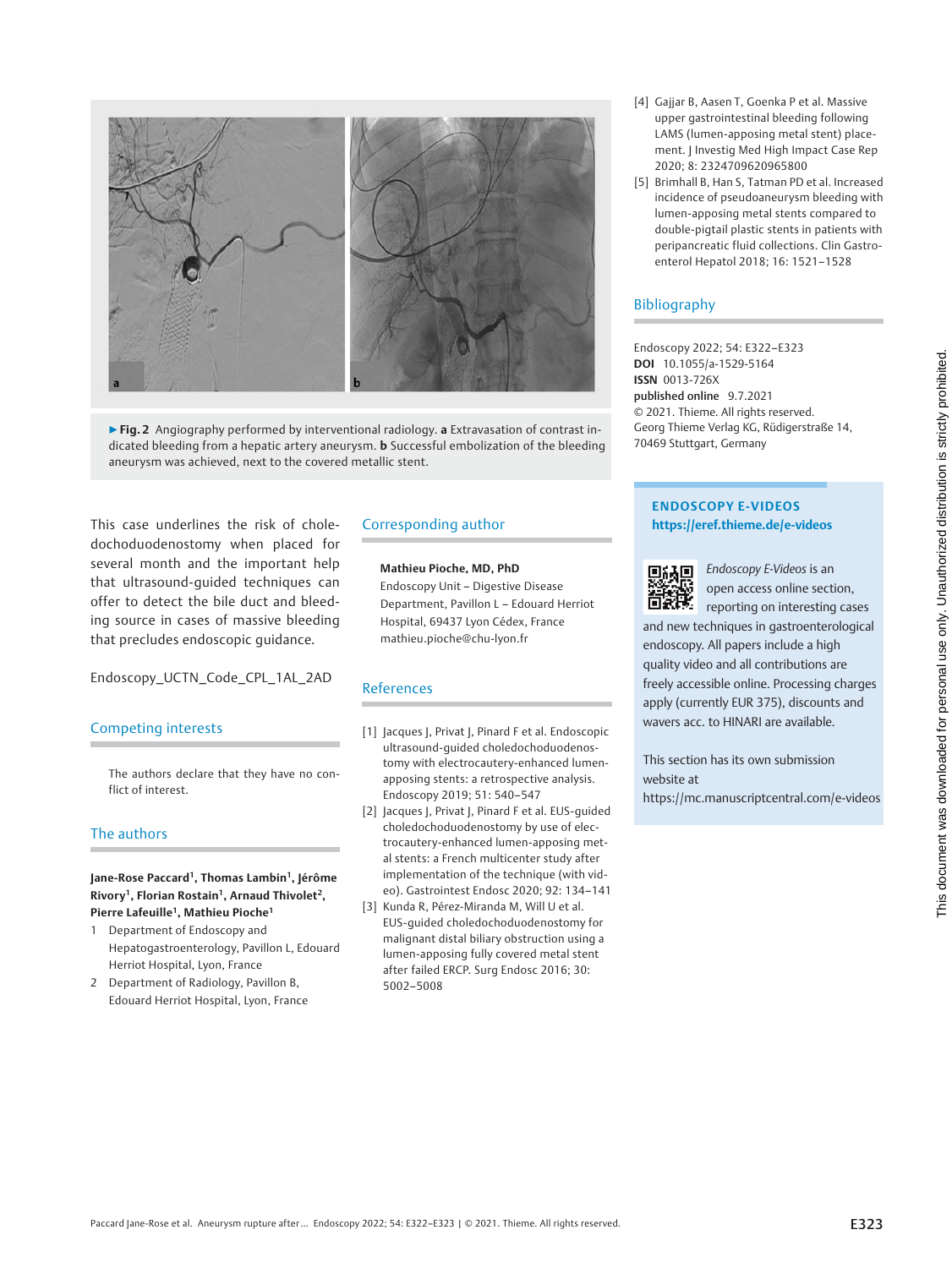▶ **Fig. 2** Angiography performed by interventional radiology. **a** Extravasation of contrast indicated bleeding from a hepatic artery aneurysm. **b** Successful embolization of the bleeding aneurysm was achieved, next to the covered metallic stent.

This case underlines the risk of choledochoduodenostomy when placed for several month and the important help that ultrasound-guided techniques can offer to detect the bile duct and bleeding source in cases of massive bleeding that precludes endoscopic guidance.

Endoscopy_UCTN_Code_CPL_1AL_2AD

## Competing interests

The authors declare that they have no conflict of interest.

## The authors

**Jane-Rose Paccard[1], Thomas Lambin[1], Jérôme Rivory[1], Florian Rostain[1], Arnaud Thivolet[2], Pierre Lafeuille[1], Mathieu Pioche[1]**

1. Department of Endoscopy and Hepatogastroenterology, Pavillon L, Edouard Herriot Hospital, Lyon, France
2. Department of Radiology, Pavillon B, Edouard Herriot Hospital, Lyon, France

## Corresponding author

**Mathieu Pioche, MD, PhD**
Endoscopy Unit – Digestive Disease Department, Pavillon L – Edouard Herriot Hospital, 69437 Lyon Cédex, France
mathieu.pioche@chu-lyon.fr

## References

[1] Jacques J, Privat J, Pinard F et al. Endoscopic ultrasound-guided choledochoduodenostomy with electrocautery-enhanced lumen-apposing stents: a retrospective analysis. Endoscopy 2019; 51: 540–547

[2] Jacques J, Privat J, Pinard F et al. EUS-guided choledochoduodenostomy by use of electrocautery-enhanced lumen-apposing metal stents: a French multicenter study after implementation of the technique (with video). Gastrointest Endosc 2020; 92: 134–141

[3] Kunda R, Pérez-Miranda M, Will U et al. EUS-guided choledochoduodenostomy for malignant distal biliary obstruction using a lumen-apposing fully covered metal stent after failed ERCP. Surg Endosc 2016; 30: 5002–5008

[4] Gajjar B, Aasen T, Goenka P et al. Massive upper gastrointestinal bleeding following LAMS (lumen-apposing metal stent) placement. J Investig Med High Impact Case Rep 2020; 8: 2324709620965800

[5] Brimhall B, Han S, Tatman PD et al. Increased incidence of pseudoaneurysm bleeding with lumen-apposing metal stents compared to double-pigtail plastic stents in patients with peripancreatic fluid collections. Clin Gastroenterol Hepatol 2018; 16: 1521–1528

## Bibliography

Endoscopy 2022; 54: E322–E323
**DOI** 10.1055/a-1529-5164
**ISSN** 0013-726X
**published online** 9.7.2021
© 2021. Thieme. All rights reserved.
Georg Thieme Verlag KG, Rüdigerstraße 14, 70469 Stuttgart, Germany

**ENDOSCOPY E-VIDEOS**
**https://eref.thieme.de/e-videos**

*Endoscopy E-Videos* is an open access online section, reporting on interesting cases and new techniques in gastroenterological endoscopy. All papers include a high quality video and all contributions are freely accessible online. Processing charges apply (currently EUR 375), discounts and wavers acc. to HINARI are available.

This section has its own submission website at
https://mc.manuscriptcentral.com/e-videos